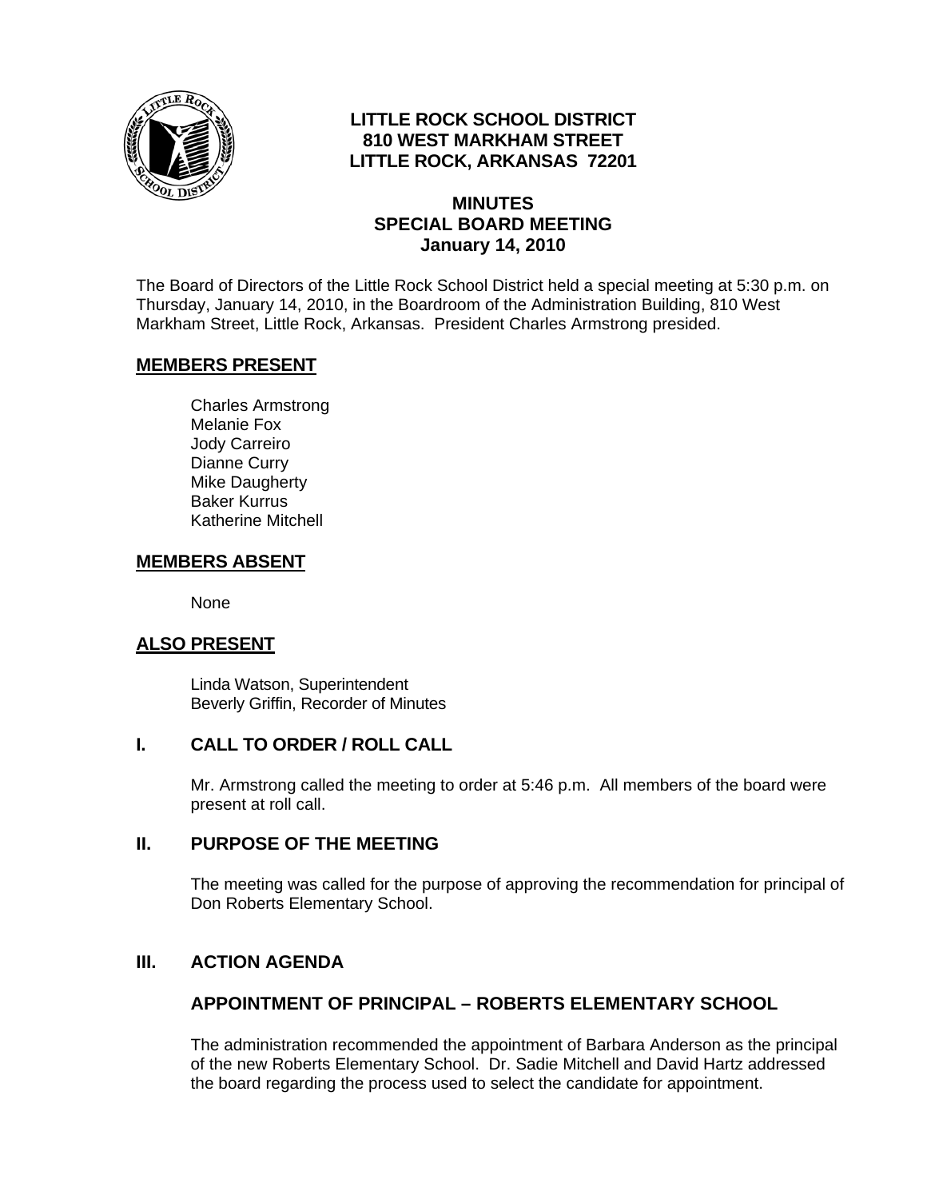# LITTLE ROCK SCHOOL DISTRICT
**810 WEST MARKHAM STREET**
**LITTLE ROCK, ARKANSAS 72201**

## MINUTES
## SPECIAL BOARD MEETING
**January 14, 2010**

The Board of Directors of the Little Rock School District held a special meeting at 5:30 p.m. on Thursday, January 14, 2010, in the Boardroom of the Administration Building, 810 West Markham Street, Little Rock, Arkansas. President Charles Armstrong presided.

## MEMBERS PRESENT

Charles Armstrong
Melanie Fox
Jody Carreiro
Dianne Curry
Mike Daugherty
Baker Kurrus
Katherine Mitchell

## MEMBERS ABSENT

None

## ALSO PRESENT

Linda Watson, Superintendent
Beverly Griffin, Recorder of Minutes

## I. CALL TO ORDER / ROLL CALL

Mr. Armstrong called the meeting to order at 5:46 p.m. All members of the board were present at roll call.

## II. PURPOSE OF THE MEETING

The meeting was called for the purpose of approving the recommendation for principal of Don Roberts Elementary School.

## III. ACTION AGENDA

### APPOINTMENT OF PRINCIPAL – ROBERTS ELEMENTARY SCHOOL

The administration recommended the appointment of Barbara Anderson as the principal of the new Roberts Elementary School. Dr. Sadie Mitchell and David Hartz addressed the board regarding the process used to select the candidate for appointment.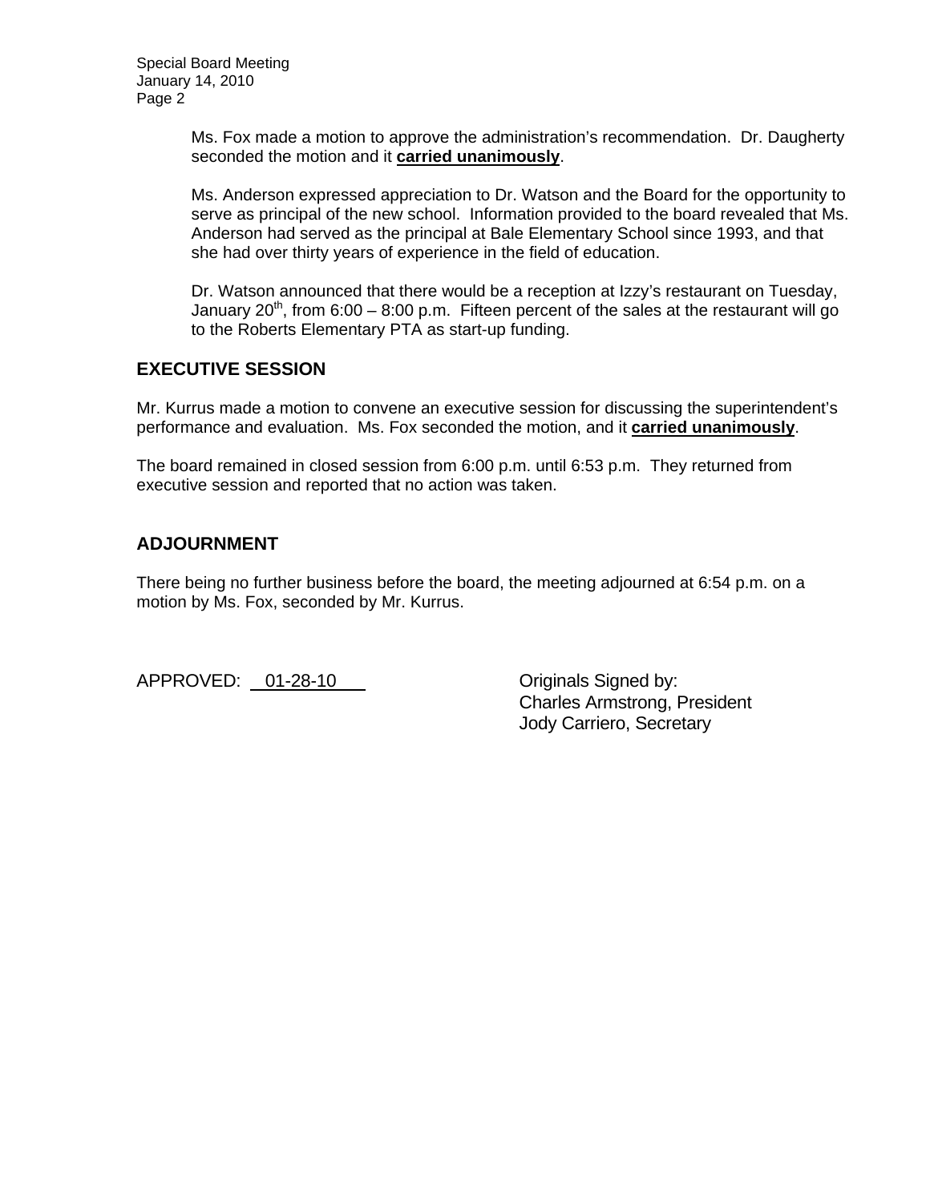Ms. Fox made a motion to approve the administration's recommendation. Dr. Daugherty seconded the motion and it **carried unanimously**.

Ms. Anderson expressed appreciation to Dr. Watson and the Board for the opportunity to serve as principal of the new school. Information provided to the board revealed that Ms. Anderson had served as the principal at Bale Elementary School since 1993, and that she had over thirty years of experience in the field of education.

Dr. Watson announced that there would be a reception at Izzy's restaurant on Tuesday, January 20th, from 6:00 – 8:00 p.m. Fifteen percent of the sales at the restaurant will go to the Roberts Elementary PTA as start-up funding.

## EXECUTIVE SESSION

Mr. Kurrus made a motion to convene an executive session for discussing the superintendent's performance and evaluation. Ms. Fox seconded the motion, and it **carried unanimously**.

The board remained in closed session from 6:00 p.m. until 6:53 p.m. They returned from executive session and reported that no action was taken.

## ADJOURNMENT

There being no further business before the board, the meeting adjourned at 6:54 p.m. on a motion by Ms. Fox, seconded by Mr. Kurrus.

APPROVED: 01-28-10

Originals Signed by:
Charles Armstrong, President
Jody Carriero, Secretary